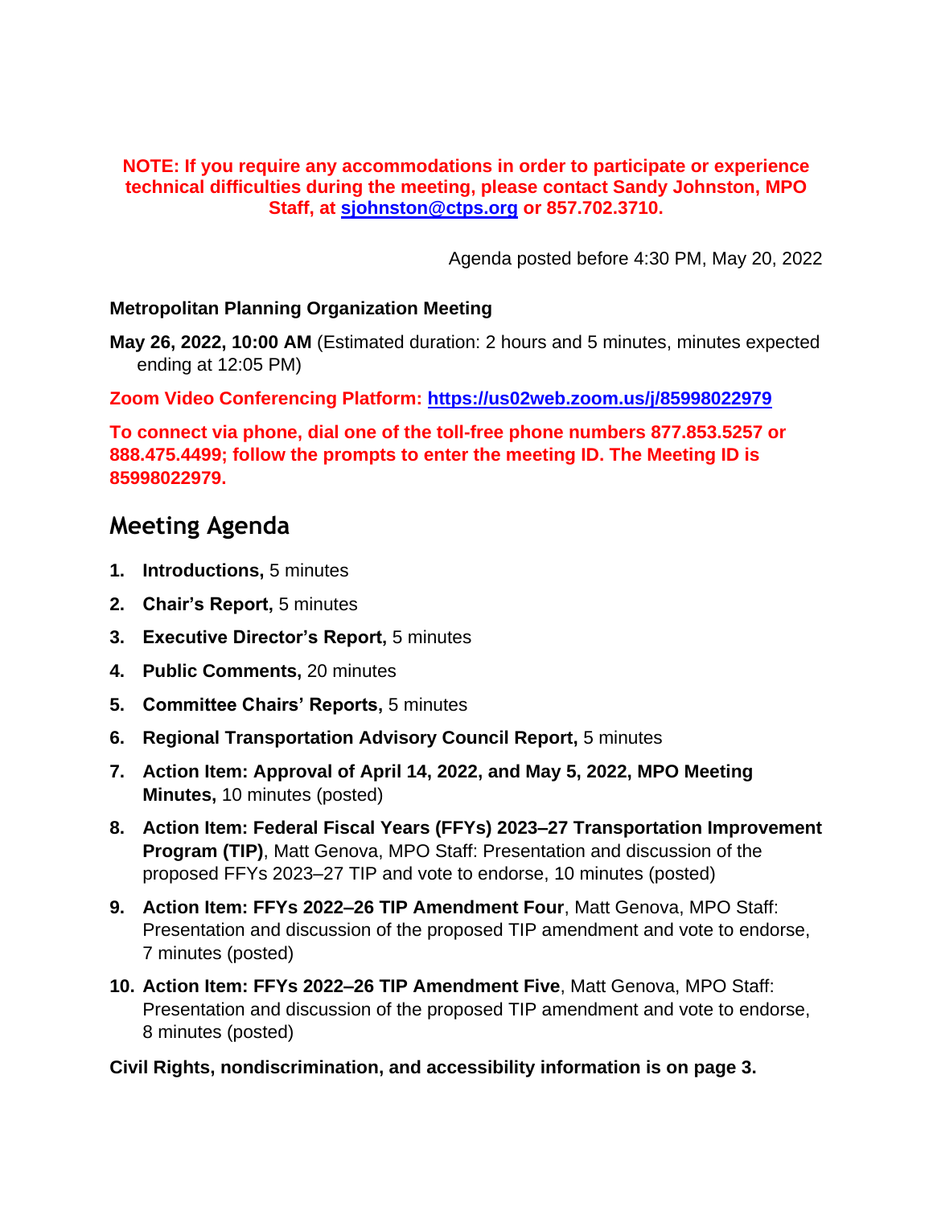**NOTE: If you require any accommodations in order to participate or experience technical difficulties during the meeting, please contact Sandy Johnston, MPO Staff, at [sjohnston@ctps.org](mailto:sjohnston@ctps.org) or 857.702.3710.**

Agenda posted before 4:30 PM, May 20, 2022

**Metropolitan Planning Organization Meeting**

**May 26, 2022, 10:00 AM** (Estimated duration: 2 hours and 5 minutes, minutes expected ending at 12:05 PM)

**Zoom Video Conferencing Platform: [https://us02web.zoom.us/j/85998022979](https://us02web.zoom.us/j/85998022979)**

**To connect via phone, dial one of the toll-free phone numbers 877.853.5257 or 888.475.4499; follow the prompts to enter the meeting ID. The Meeting ID is 85998022979.**

## Meeting Agenda

1. **Introductions,** 5 minutes
2. **Chair's Report,** 5 minutes
3. **Executive Director's Report,** 5 minutes
4. **Public Comments,** 20 minutes
5. **Committee Chairs' Reports,** 5 minutes
6. **Regional Transportation Advisory Council Report,** 5 minutes
7. **Action Item: Approval of April 14, 2022, and May 5, 2022, MPO Meeting Minutes,** 10 minutes (posted)
8. **Action Item: Federal Fiscal Years (FFYs) 2023–27 Transportation Improvement Program (TIP)**, Matt Genova, MPO Staff: Presentation and discussion of the proposed FFYs 2023–27 TIP and vote to endorse, 10 minutes (posted)
9. **Action Item: FFYs 2022–26 TIP Amendment Four**, Matt Genova, MPO Staff: Presentation and discussion of the proposed TIP amendment and vote to endorse, 7 minutes (posted)
10. **Action Item: FFYs 2022–26 TIP Amendment Five**, Matt Genova, MPO Staff: Presentation and discussion of the proposed TIP amendment and vote to endorse, 8 minutes (posted)

**Civil Rights, nondiscrimination, and accessibility information is on page 3.**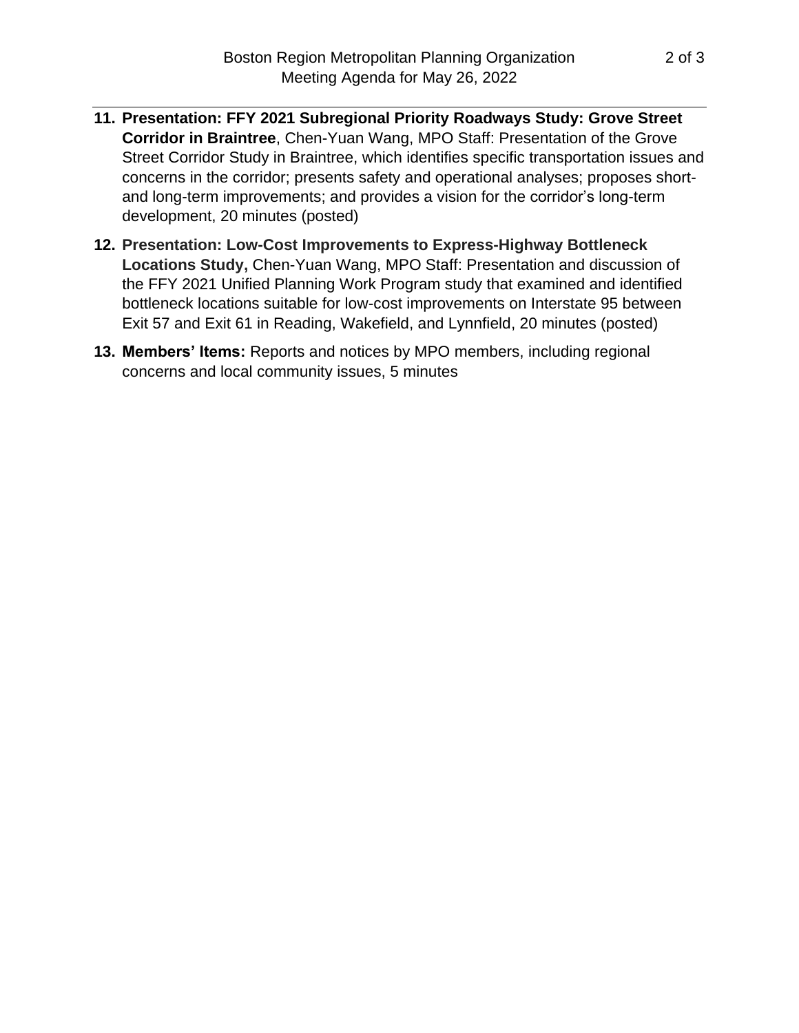11. **Presentation: FFY 2021 Subregional Priority Roadways Study: Grove Street Corridor in Braintree**, Chen-Yuan Wang, MPO Staff: Presentation of the Grove Street Corridor Study in Braintree, which identifies specific transportation issues and concerns in the corridor; presents safety and operational analyses; proposes short- and long-term improvements; and provides a vision for the corridor's long-term development, 20 minutes (posted)

12. **Presentation: Low-Cost Improvements to Express-Highway Bottleneck Locations Study,** Chen-Yuan Wang, MPO Staff: Presentation and discussion of the FFY 2021 Unified Planning Work Program study that examined and identified bottleneck locations suitable for low-cost improvements on Interstate 95 between Exit 57 and Exit 61 in Reading, Wakefield, and Lynnfield, 20 minutes (posted)

13. **Members' Items:** Reports and notices by MPO members, including regional concerns and local community issues, 5 minutes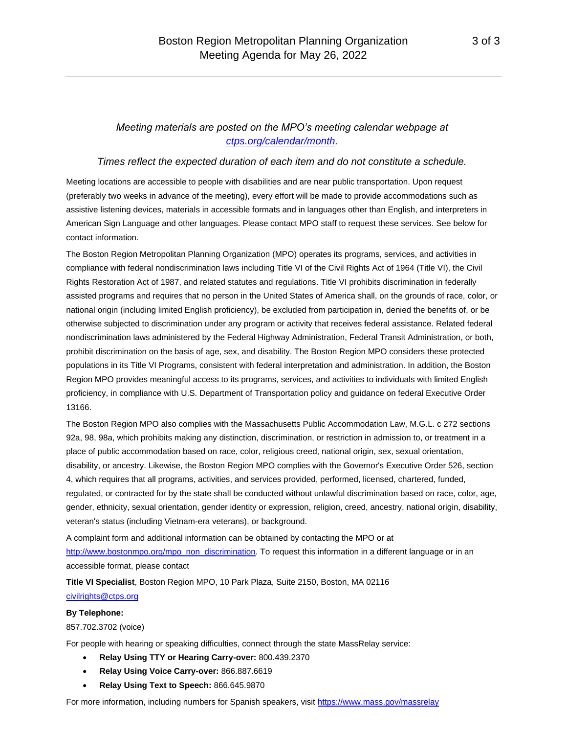*Meeting materials are posted on the MPO's meeting calendar webpage at [ctps.org/calendar/month](ctps.org/calendar/month).*

*Times reflect the expected duration of each item and do not constitute a schedule.*

Meeting locations are accessible to people with disabilities and are near public transportation. Upon request (preferably two weeks in advance of the meeting), every effort will be made to provide accommodations such as assistive listening devices, materials in accessible formats and in languages other than English, and interpreters in American Sign Language and other languages. Please contact MPO staff to request these services. See below for contact information.

The Boston Region Metropolitan Planning Organization (MPO) operates its programs, services, and activities in compliance with federal nondiscrimination laws including Title VI of the Civil Rights Act of 1964 (Title VI), the Civil Rights Restoration Act of 1987, and related statutes and regulations. Title VI prohibits discrimination in federally assisted programs and requires that no person in the United States of America shall, on the grounds of race, color, or national origin (including limited English proficiency), be excluded from participation in, denied the benefits of, or be otherwise subjected to discrimination under any program or activity that receives federal assistance. Related federal nondiscrimination laws administered by the Federal Highway Administration, Federal Transit Administration, or both, prohibit discrimination on the basis of age, sex, and disability. The Boston Region MPO considers these protected populations in its Title VI Programs, consistent with federal interpretation and administration. In addition, the Boston Region MPO provides meaningful access to its programs, services, and activities to individuals with limited English proficiency, in compliance with U.S. Department of Transportation policy and guidance on federal Executive Order 13166.

The Boston Region MPO also complies with the Massachusetts Public Accommodation Law, M.G.L. c 272 sections 92a, 98, 98a, which prohibits making any distinction, discrimination, or restriction in admission to, or treatment in a place of public accommodation based on race, color, religious creed, national origin, sex, sexual orientation, disability, or ancestry. Likewise, the Boston Region MPO complies with the Governor's Executive Order 526, section 4, which requires that all programs, activities, and services provided, performed, licensed, chartered, funded, regulated, or contracted for by the state shall be conducted without unlawful discrimination based on race, color, age, gender, ethnicity, sexual orientation, gender identity or expression, religion, creed, ancestry, national origin, disability, veteran's status (including Vietnam-era veterans), or background.

A complaint form and additional information can be obtained by contacting the MPO or at [http://www.bostonmpo.org/mpo_non_discrimination](http://www.bostonmpo.org/mpo_non_discrimination). To request this information in a different language or in an accessible format, please contact

**Title VI Specialist**, Boston Region MPO, 10 Park Plaza, Suite 2150, Boston, MA 02116
[civilrights@ctps.org](mailto:civilrights@ctps.org)

**By Telephone:**

857.702.3702 (voice)

For people with hearing or speaking difficulties, connect through the state MassRelay service:

- **Relay Using TTY or Hearing Carry-over:** 800.439.2370
- **Relay Using Voice Carry-over:** 866.887.6619
- **Relay Using Text to Speech:** 866.645.9870

For more information, including numbers for Spanish speakers, visit [https://www.mass.gov/massrelay](https://www.mass.gov/massrelay)